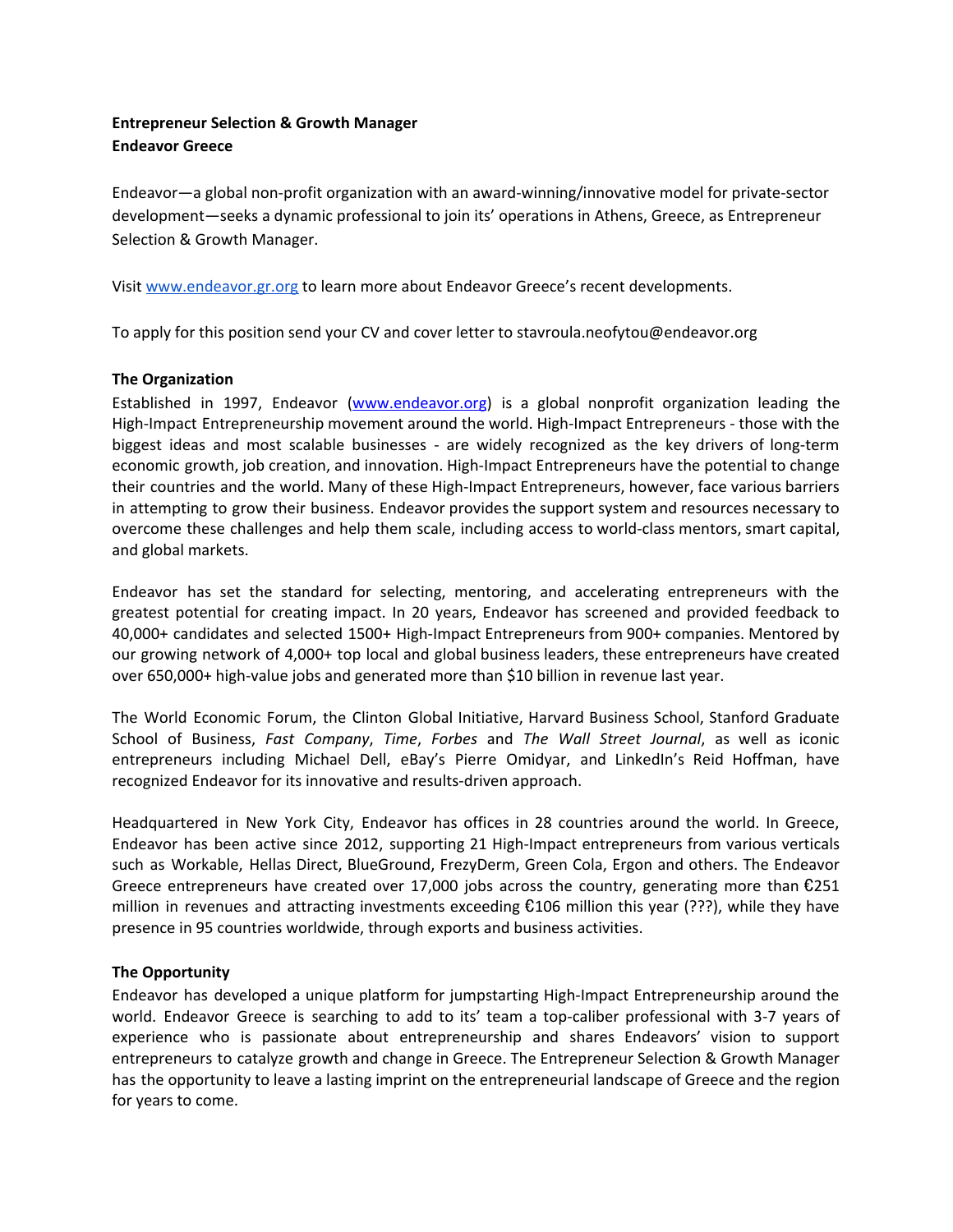**Entrepreneur Selection & Growth Manager**
**Endeavor Greece**

Endeavor—a global non-profit organization with an award-winning/innovative model for private-sector development—seeks a dynamic professional to join its' operations in Athens, Greece, as Entrepreneur Selection & Growth Manager.

Visit [www.endeavor.gr.org](www.endeavor.gr.org) to learn more about Endeavor Greece's recent developments.

To apply for this position send your CV and cover letter to stavroula.neofytou@endeavor.org

**The Organization**

Established in 1997, Endeavor ([www.endeavor.org](www.endeavor.org)) is a global nonprofit organization leading the High-Impact Entrepreneurship movement around the world. High-Impact Entrepreneurs - those with the biggest ideas and most scalable businesses - are widely recognized as the key drivers of long-term economic growth, job creation, and innovation. High-Impact Entrepreneurs have the potential to change their countries and the world. Many of these High-Impact Entrepreneurs, however, face various barriers in attempting to grow their business. Endeavor provides the support system and resources necessary to overcome these challenges and help them scale, including access to world-class mentors, smart capital, and global markets.

Endeavor has set the standard for selecting, mentoring, and accelerating entrepreneurs with the greatest potential for creating impact. In 20 years, Endeavor has screened and provided feedback to 40,000+ candidates and selected 1500+ High-Impact Entrepreneurs from 900+ companies. Mentored by our growing network of 4,000+ top local and global business leaders, these entrepreneurs have created over 650,000+ high-value jobs and generated more than $10 billion in revenue last year.

The World Economic Forum, the Clinton Global Initiative, Harvard Business School, Stanford Graduate School of Business, *Fast Company*, *Time*, *Forbes* and *The Wall Street Journal*, as well as iconic entrepreneurs including Michael Dell, eBay's Pierre Omidyar, and LinkedIn's Reid Hoffman, have recognized Endeavor for its innovative and results-driven approach.

Headquartered in New York City, Endeavor has offices in 28 countries around the world. In Greece, Endeavor has been active since 2012, supporting 21 High-Impact entrepreneurs from various verticals such as Workable, Hellas Direct, BlueGround, FrezyDerm, Green Cola, Ergon and others. The Endeavor Greece entrepreneurs have created over 17,000 jobs across the country, generating more than €251 million in revenues and attracting investments exceeding €106 million this year (???), while they have presence in 95 countries worldwide, through exports and business activities.

**The Opportunity**

Endeavor has developed a unique platform for jumpstarting High-Impact Entrepreneurship around the world. Endeavor Greece is searching to add to its' team a top-caliber professional with 3-7 years of experience who is passionate about entrepreneurship and shares Endeavors' vision to support entrepreneurs to catalyze growth and change in Greece. The Entrepreneur Selection & Growth Manager has the opportunity to leave a lasting imprint on the entrepreneurial landscape of Greece and the region for years to come.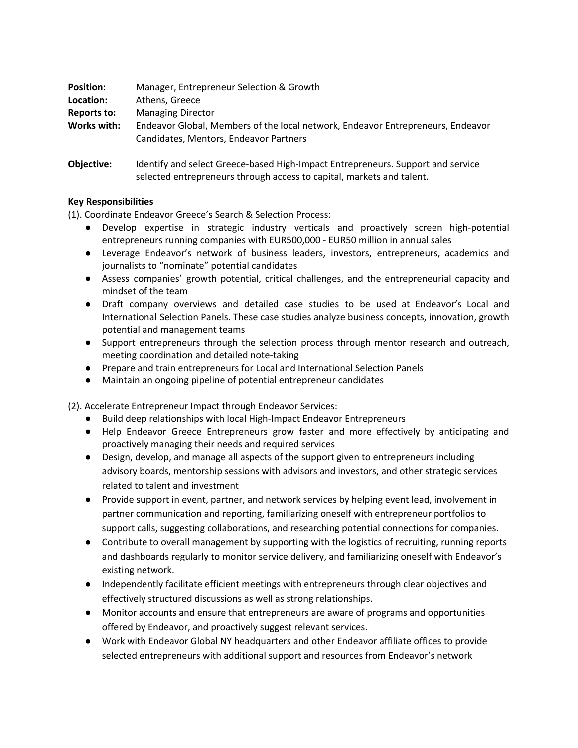**Position:** Manager, Entrepreneur Selection & Growth
**Location:** Athens, Greece
**Reports to:** Managing Director
**Works with:** Endeavor Global, Members of the local network, Endeavor Entrepreneurs, Endeavor Candidates, Mentors, Endeavor Partners

**Objective:** Identify and select Greece-based High-Impact Entrepreneurs. Support and service selected entrepreneurs through access to capital, markets and talent.

**Key Responsibilities**

(1). Coordinate Endeavor Greece's Search & Selection Process:

- Develop expertise in strategic industry verticals and proactively screen high-potential entrepreneurs running companies with EUR500,000 - EUR50 million in annual sales
- Leverage Endeavor's network of business leaders, investors, entrepreneurs, academics and journalists to "nominate" potential candidates
- Assess companies' growth potential, critical challenges, and the entrepreneurial capacity and mindset of the team
- Draft company overviews and detailed case studies to be used at Endeavor's Local and International Selection Panels. These case studies analyze business concepts, innovation, growth potential and management teams
- Support entrepreneurs through the selection process through mentor research and outreach, meeting coordination and detailed note-taking
- Prepare and train entrepreneurs for Local and International Selection Panels
- Maintain an ongoing pipeline of potential entrepreneur candidates

(2). Accelerate Entrepreneur Impact through Endeavor Services:

- Build deep relationships with local High-Impact Endeavor Entrepreneurs
- Help Endeavor Greece Entrepreneurs grow faster and more effectively by anticipating and proactively managing their needs and required services
- Design, develop, and manage all aspects of the support given to entrepreneurs including advisory boards, mentorship sessions with advisors and investors, and other strategic services related to talent and investment
- Provide support in event, partner, and network services by helping event lead, involvement in partner communication and reporting, familiarizing oneself with entrepreneur portfolios to support calls, suggesting collaborations, and researching potential connections for companies.
- Contribute to overall management by supporting with the logistics of recruiting, running reports and dashboards regularly to monitor service delivery, and familiarizing oneself with Endeavor's existing network.
- Independently facilitate efficient meetings with entrepreneurs through clear objectives and effectively structured discussions as well as strong relationships.
- Monitor accounts and ensure that entrepreneurs are aware of programs and opportunities offered by Endeavor, and proactively suggest relevant services.
- Work with Endeavor Global NY headquarters and other Endeavor affiliate offices to provide selected entrepreneurs with additional support and resources from Endeavor's network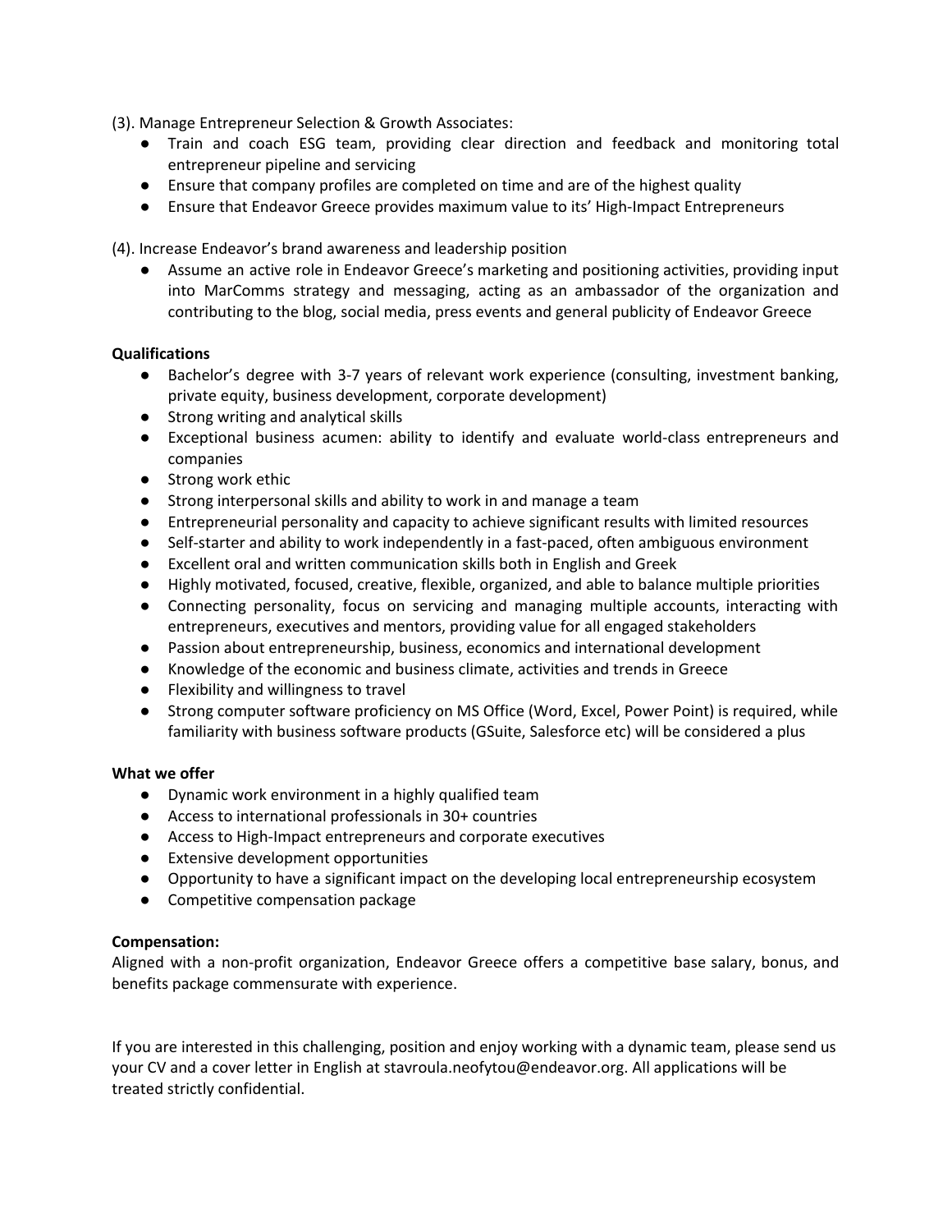(3). Manage Entrepreneur Selection & Growth Associates:

- Train and coach ESG team, providing clear direction and feedback and monitoring total entrepreneur pipeline and servicing
- Ensure that company profiles are completed on time and are of the highest quality
- Ensure that Endeavor Greece provides maximum value to its' High-Impact Entrepreneurs

(4). Increase Endeavor's brand awareness and leadership position

- Assume an active role in Endeavor Greece's marketing and positioning activities, providing input into MarComms strategy and messaging, acting as an ambassador of the organization and contributing to the blog, social media, press events and general publicity of Endeavor Greece

**Qualifications**

- Bachelor's degree with 3-7 years of relevant work experience (consulting, investment banking, private equity, business development, corporate development)
- Strong writing and analytical skills
- Exceptional business acumen: ability to identify and evaluate world-class entrepreneurs and companies
- Strong work ethic
- Strong interpersonal skills and ability to work in and manage a team
- Entrepreneurial personality and capacity to achieve significant results with limited resources
- Self-starter and ability to work independently in a fast-paced, often ambiguous environment
- Excellent oral and written communication skills both in English and Greek
- Highly motivated, focused, creative, flexible, organized, and able to balance multiple priorities
- Connecting personality, focus on servicing and managing multiple accounts, interacting with entrepreneurs, executives and mentors, providing value for all engaged stakeholders
- Passion about entrepreneurship, business, economics and international development
- Knowledge of the economic and business climate, activities and trends in Greece
- Flexibility and willingness to travel
- Strong computer software proficiency on MS Office (Word, Excel, Power Point) is required, while familiarity with business software products (GSuite, Salesforce etc) will be considered a plus

**What we offer**

- Dynamic work environment in a highly qualified team
- Access to international professionals in 30+ countries
- Access to High-Impact entrepreneurs and corporate executives
- Extensive development opportunities
- Opportunity to have a significant impact on the developing local entrepreneurship ecosystem
- Competitive compensation package

**Compensation:**

Aligned with a non-profit organization, Endeavor Greece offers a competitive base salary, bonus, and benefits package commensurate with experience.

If you are interested in this challenging, position and enjoy working with a dynamic team, please send us your CV and a cover letter in English at stavroula.neofytou@endeavor.org. All applications will be treated strictly confidential.